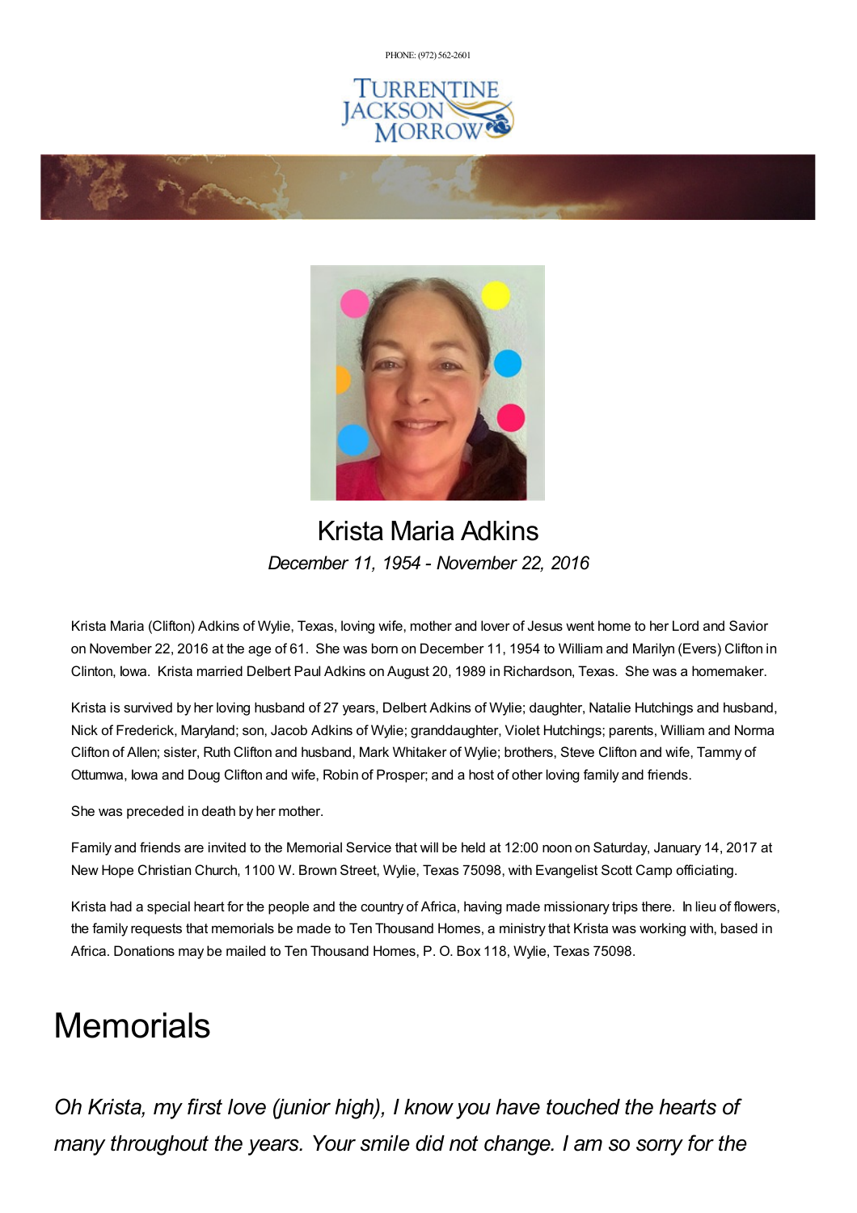PHONE: (972) 562-2601

# Krista Maria Adkins

*December 11, 1954 - November 22, 2016*

Krista Maria (Clifton) Adkins of Wylie, Texas, loving wife, mother and lover of Jesus went home to her Lord and Savior on November 22, 2016 at the age of 61. She was born on December 11, 1954 to William and Marilyn (Evers) Clifton in Clinton, Iowa. Krista married Delbert Paul Adkins on August 20, 1989 in Richardson, Texas. She was a homemaker.

Krista is survived by her loving husband of 27 years, Delbert Adkins of Wylie; daughter, Natalie Hutchings and husband, Nick of Frederick, Maryland; son, Jacob Adkins of Wylie; granddaughter, Violet Hutchings; parents, William and Norma Clifton of Allen; sister, Ruth Clifton and husband, Mark Whitaker of Wylie; brothers, Steve Clifton and wife, Tammy of Ottumwa, Iowa and Doug Clifton and wife, Robin of Prosper; and a host of other loving family and friends.

She was preceded in death by her mother.

Family and friends are invited to the Memorial Service that will be held at 12:00 noon on Saturday, January 14, 2017 at New Hope Christian Church, 1100 W. Brown Street, Wylie, Texas 75098, with Evangelist Scott Camp officiating.

Krista had a special heart for the people and the country of Africa, having made missionary trips there. In lieu of flowers, the family requests that memorials be made to Ten Thousand Homes, a ministry that Krista was working with, based in Africa. Donations may be mailed to Ten Thousand Homes, P. O. Box 118, Wylie, Texas 75098.

# Memorials

*Oh Krista, my first love (junior high), I know you have touched the hearts of many throughout the years. Your smile did not change. I am so sorry for the*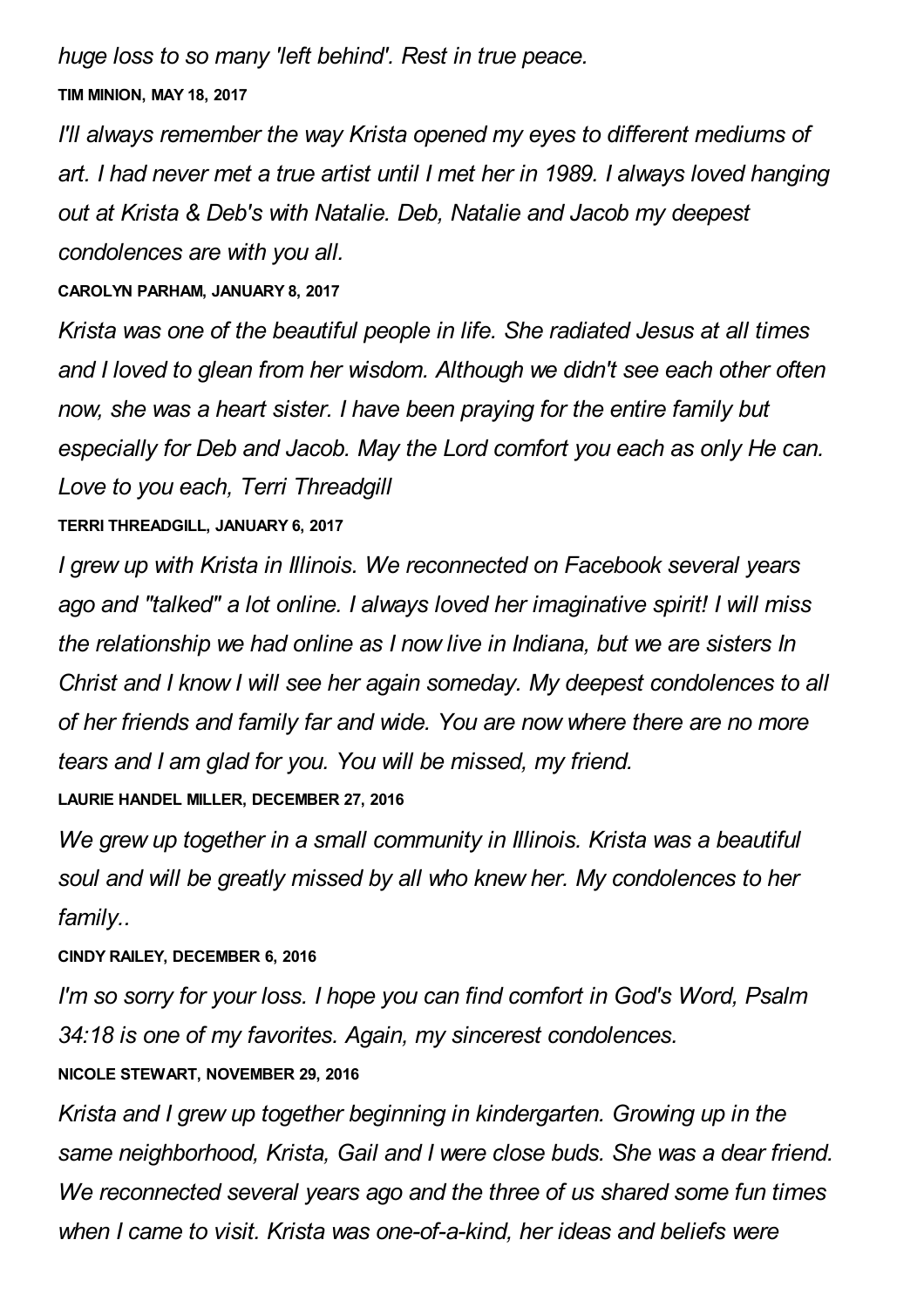*huge loss to so many 'left behind'. Rest in true peace.*

**TIM MINION, MAY 18, 2017**

*I'll always remember the way Krista opened my eyes to different mediums of art. I had never met a true artist until I met her in 1989. I always loved hanging out at Krista & Deb's with Natalie. Deb, Natalie and Jacob my deepest condolences are with you all.*

**CAROLYN PARHAM, JANUARY 8, 2017**

*Krista was one of the beautiful people in life. She radiated Jesus at all times and I loved to glean from her wisdom. Although we didn't see each other often now, she was a heart sister. I have been praying for the entire family but especially for Deb and Jacob. May the Lord comfort you each as only He can. Love to you each, Terri Threadgill*

**TERRI THREADGILL, JANUARY 6, 2017**

*I grew up with Krista in Illinois. We reconnected on Facebook several years ago and "talked" a lot online. I always loved her imaginative spirit! I will miss the relationship we had online as I now live in Indiana, but we are sisters In Christ and I know I will see her again someday. My deepest condolences to all of her friends and family far and wide. You are now where there are no more tears and I am glad for you. You will be missed, my friend.*

**LAURIE HANDEL MILLER, DECEMBER 27, 2016**

*We grew up together in a small community in Illinois. Krista was a beautiful soul and will be greatly missed by all who knew her. My condolences to her family..*

**CINDY RAILEY, DECEMBER 6, 2016**

*I'm so sorry for your loss. I hope you can find comfort in God's Word, Psalm 34:18 is one of my favorites. Again, my sincerest condolences.*

**NICOLE STEWART, NOVEMBER 29, 2016**

*Krista and I grew up together beginning in kindergarten. Growing up in the same neighborhood, Krista, Gail and I were close buds. She was a dear friend. We reconnected several years ago and the three of us shared some fun times when I came to visit. Krista was one-of-a-kind, her ideas and beliefs were*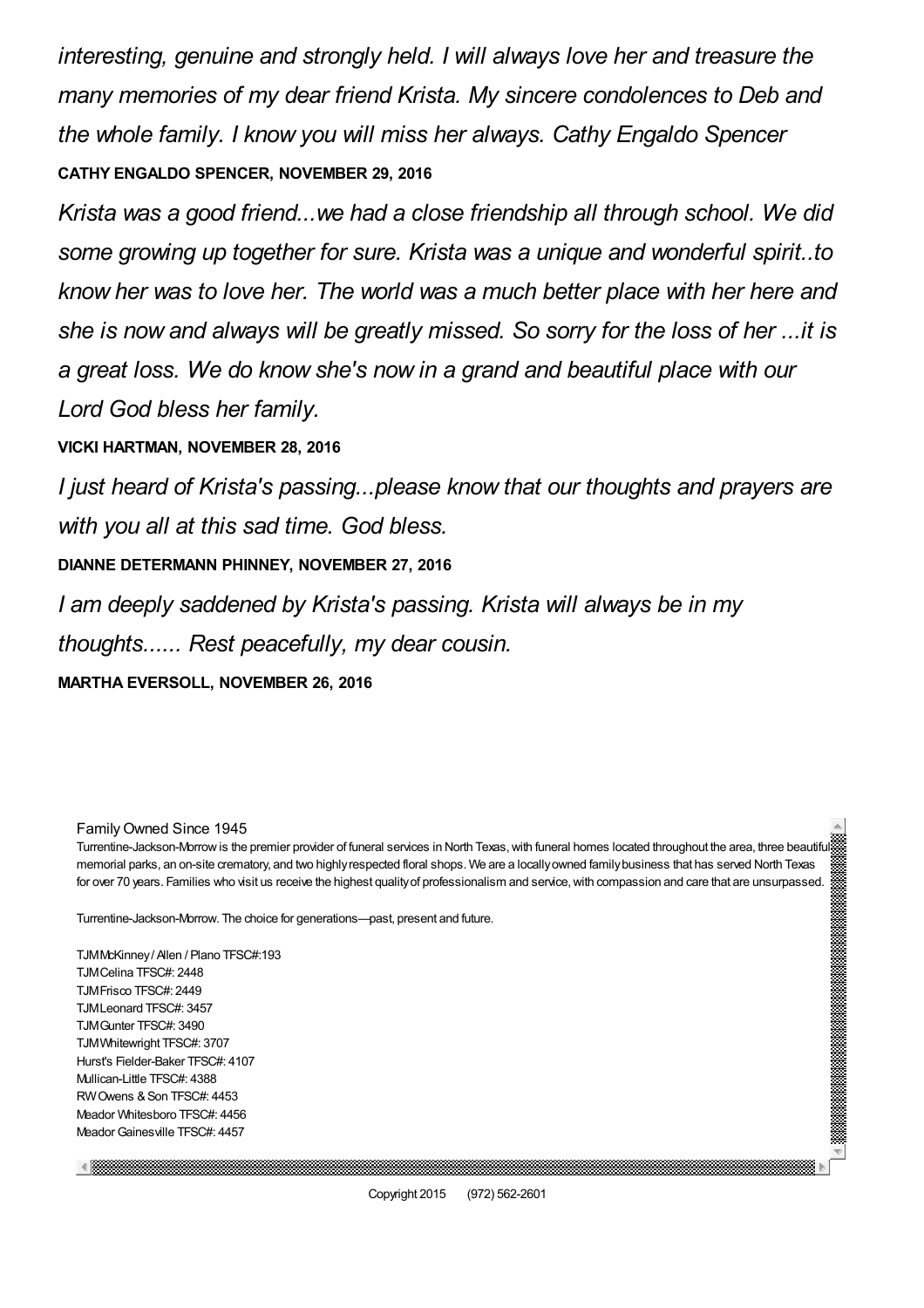*interesting, genuine and strongly held. I will always love her and treasure the many memories of my dear friend Krista. My sincere condolences to Deb and the whole family. I know you will miss her always. Cathy Engaldo Spencer*

**CATHY ENGALDO SPENCER, NOVEMBER 29, 2016**

*Krista was a good friend...we had a close friendship all through school. We did some growing up together for sure. Krista was a unique and wonderful spirit..to know her was to love her. The world was a much better place with her here and she is now and always will be greatly missed. So sorry for the loss of her ...it is a great loss. We do know she's now in a grand and beautiful place with our Lord God bless her family.*

**VICKI HARTMAN, NOVEMBER 28, 2016**

*I just heard of Krista's passing...please know that our thoughts and prayers are with you all at this sad time. God bless.*

**DIANNE DETERMANN PHINNEY, NOVEMBER 27, 2016**

*I am deeply saddened by Krista's passing. Krista will always be in my thoughts...... Rest peacefully, my dear cousin.*

**MARTHA EVERSOLL, NOVEMBER 26, 2016**

Family Owned Since 1945

Turrentine-Jackson-Morrow is the premier provider of funeral services in North Texas, with funeral homes located throughout the area, three beautiful memorial parks, an on-site crematory, and two highly respected floral shops. We are a locally owned family business that has served North Texas for over 70 years. Families who visit us receive the highest quality of professionalism and service, with compassion and care that are unsurpassed.

Turrentine-Jackson-Morrow. The choice for generations—past, present and future.

TJM McKinney / Allen / Plano TFSC#:193
TJM Celina TFSC#: 2448
TJM Frisco TFSC#: 2449
TJM Leonard TFSC#: 3457
TJM Gunter TFSC#: 3490
TJM Whitewright TFSC#: 3707
Hurst's Fielder-Baker TFSC#: 4107
Mullican-Little TFSC#: 4388
RW Owens & Son TFSC#: 4453
Meador Whitesboro TFSC#: 4456
Meador Gainesville TFSC#: 4457

Copyright 2015 (972) 562-2601